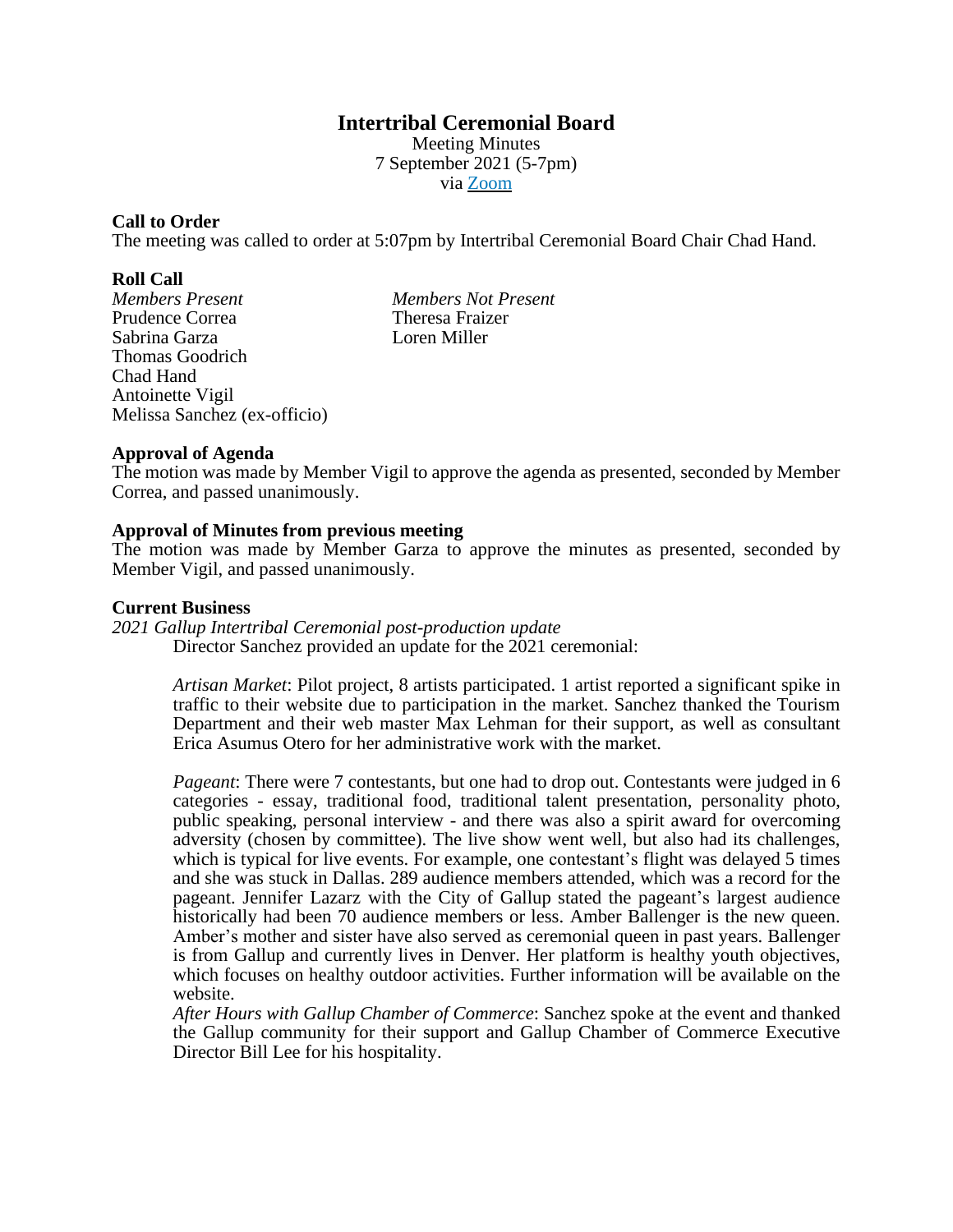# Intertribal Ceremonial Board

Meeting Minutes
7 September 2021 (5-7pm)
via [Zoom]

### Call to Order

The meeting was called to order at 5:07pm by Intertribal Ceremonial Board Chair Chad Hand.

### Roll Call

| *Members Present* | *Members Not Present* |
|---|---|
| Prudence Correa | Theresa Fraizer |
| Sabrina Garza | Loren Miller |
| Thomas Goodrich | |
| Chad Hand | |
| Antoinette Vigil | |
| Melissa Sanchez (ex-officio) | |

### Approval of Agenda

The motion was made by Member Vigil to approve the agenda as presented, seconded by Member Correa, and passed unanimously.

### Approval of Minutes from previous meeting

The motion was made by Member Garza to approve the minutes as presented, seconded by Member Vigil, and passed unanimously.

### Current Business

*2021 Gallup Intertribal Ceremonial post-production update*

Director Sanchez provided an update for the 2021 ceremonial:

*Artisan Market*: Pilot project, 8 artists participated. 1 artist reported a significant spike in traffic to their website due to participation in the market. Sanchez thanked the Tourism Department and their web master Max Lehman for their support, as well as consultant Erica Asumus Otero for her administrative work with the market.

*Pageant*: There were 7 contestants, but one had to drop out. Contestants were judged in 6 categories - essay, traditional food, traditional talent presentation, personality photo, public speaking, personal interview - and there was also a spirit award for overcoming adversity (chosen by committee). The live show went well, but also had its challenges, which is typical for live events. For example, one contestant's flight was delayed 5 times and she was stuck in Dallas. 289 audience members attended, which was a record for the pageant. Jennifer Lazarz with the City of Gallup stated the pageant's largest audience historically had been 70 audience members or less. Amber Ballenger is the new queen. Amber's mother and sister have also served as ceremonial queen in past years. Ballenger is from Gallup and currently lives in Denver. Her platform is healthy youth objectives, which focuses on healthy outdoor activities. Further information will be available on the website.

*After Hours with Gallup Chamber of Commerce*: Sanchez spoke at the event and thanked the Gallup community for their support and Gallup Chamber of Commerce Executive Director Bill Lee for his hospitality.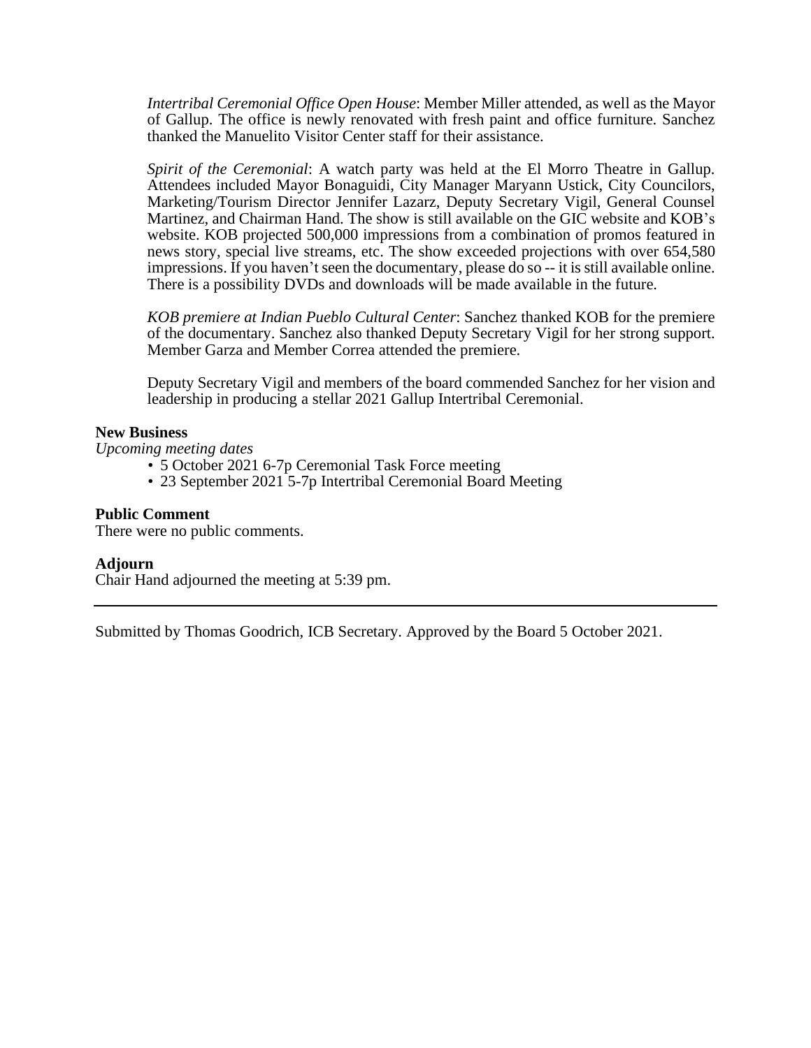*Intertribal Ceremonial Office Open House*: Member Miller attended, as well as the Mayor of Gallup. The office is newly renovated with fresh paint and office furniture. Sanchez thanked the Manuelito Visitor Center staff for their assistance.

*Spirit of the Ceremonial*: A watch party was held at the El Morro Theatre in Gallup. Attendees included Mayor Bonaguidi, City Manager Maryann Ustick, City Councilors, Marketing/Tourism Director Jennifer Lazarz, Deputy Secretary Vigil, General Counsel Martinez, and Chairman Hand. The show is still available on the GIC website and KOB's website. KOB projected 500,000 impressions from a combination of promos featured in news story, special live streams, etc. The show exceeded projections with over 654,580 impressions. If you haven't seen the documentary, please do so -- it is still available online. There is a possibility DVDs and downloads will be made available in the future.

*KOB premiere at Indian Pueblo Cultural Center*: Sanchez thanked KOB for the premiere of the documentary. Sanchez also thanked Deputy Secretary Vigil for her strong support. Member Garza and Member Correa attended the premiere.

Deputy Secretary Vigil and members of the board commended Sanchez for her vision and leadership in producing a stellar 2021 Gallup Intertribal Ceremonial.

**New Business**

*Upcoming meeting dates*

- 5 October 2021 6-7p Ceremonial Task Force meeting
- 23 September 2021 5-7p Intertribal Ceremonial Board Meeting

**Public Comment**

There were no public comments.

**Adjourn**

Chair Hand adjourned the meeting at 5:39 pm.

---

Submitted by Thomas Goodrich, ICB Secretary. Approved by the Board 5 October 2021.